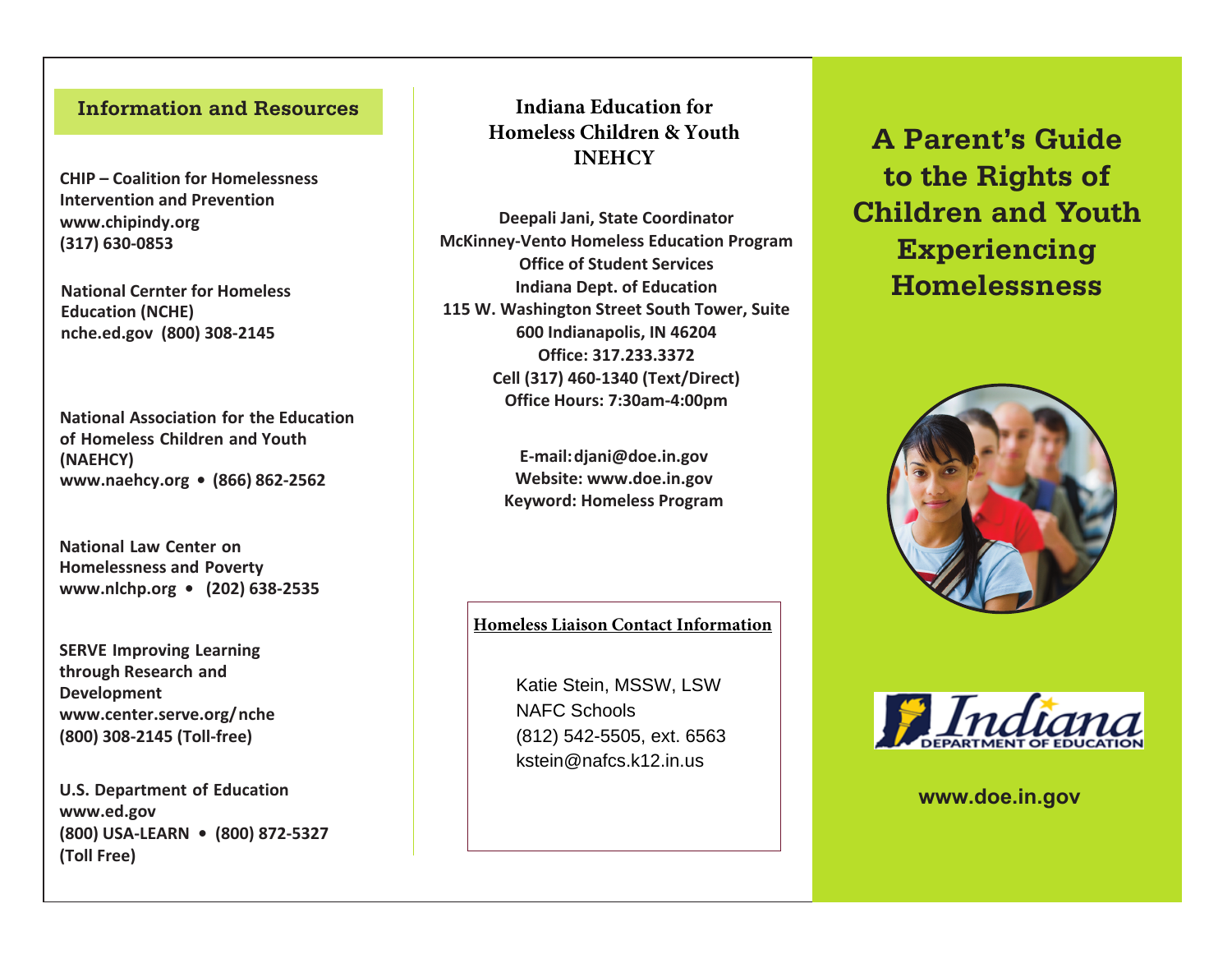## Information and Resources

**CHIP – Coalition for Homelessness Intervention and Prevention**
**www.chipindy.org**
**(317) 630-0853**

**National Cernter for Homeless Education (NCHE)**
**nche.ed.gov (800) 308-2145**

**National Association for the Education of Homeless Children and Youth (NAEHCY)**
**www.naehcy.org • (866) 862-2562**

**National Law Center on Homelessness and Poverty**
**www.nlchp.org • (202) 638-2535**

**SERVE Improving Learning through Research and Development**
**www.center.serve.org/ nche**
**(800) 308-2145 (Toll-free)**

**U.S. Department of Education**
**www.ed.gov**
**(800) USA-LEARN • (800) 872-5327 (Toll Free)**

## Indiana Education for Homeless Children & Youth INEHCY

**Deepali Jani, State Coordinator**
**McKinney-Vento Homeless Education Program**
**Office of Student Services**
**Indiana Dept. of Education**
**115 W. Washington Street South Tower, Suite 600 Indianapolis, IN 46204**
**Office: 317.233.3372**
**Cell (317) 460-1340 (Text/Direct)**
**Office Hours: 7:30am-4:00pm**

**E-mail: djani@doe.in.gov**
**Website: www.doe.in.gov**
**Keyword: Homeless Program**

**Homeless Liaison Contact Information**

Katie Stein, MSSW, LSW
NAFC Schools
(812) 542-5505, ext. 6563
kstein@nafcs.k12.in.us

# A Parent's Guide to the Rights of Children and Youth Experiencing Homelessness

Indiana DEPARTMENT OF EDUCATION

**www.doe.in.gov**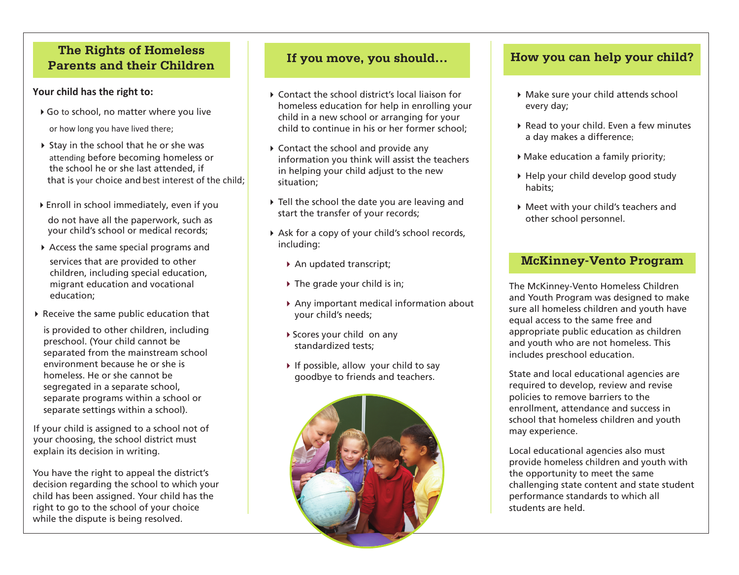## The Rights of Homeless Parents and their Children

**Your child has the right to:**

- Go to school, no matter where you live or how long you have lived there;
- Stay in the school that he or she was attending before becoming homeless or the school he or she last attended, if that is your choice and best interest of the child;
- Enroll in school immediately, even if you do not have all the paperwork, such as your child's school or medical records;
- Access the same special programs and services that are provided to other children, including special education, migrant education and vocational education;
- Receive the same public education that is provided to other children, including preschool. (Your child cannot be separated from the mainstream school environment because he or she is homeless. He or she cannot be segregated in a separate school, separate programs within a school or separate settings within a school).

If your child is assigned to a school not of your choosing, the school district must explain its decision in writing.

You have the right to appeal the district's decision regarding the school to which your child has been assigned. Your child has the right to go to the school of your choice while the dispute is being resolved.

## If you move, you should...

- Contact the school district's local liaison for homeless education for help in enrolling your child in a new school or arranging for your child to continue in his or her former school;
- Contact the school and provide any information you think will assist the teachers in helping your child adjust to the new situation;
- Tell the school the date you are leaving and start the transfer of your records;
- Ask for a copy of your child's school records, including:
  - An updated transcript;
  - The grade your child is in;
  - Any important medical information about your child's needs;
  - Scores your child on any standardized tests;
  - If possible, allow your child to say goodbye to friends and teachers.

## How you can help your child?

- Make sure your child attends school every day;
- Read to your child. Even a few minutes a day makes a difference;
- Make education a family priority;
- Help your child develop good study habits;
- Meet with your child's teachers and other school personnel.

## McKinney-Vento Program

The McKinney-Vento Homeless Children and Youth Program was designed to make sure all homeless children and youth have equal access to the same free and appropriate public education as children and youth who are not homeless. This includes preschool education.

State and local educational agencies are required to develop, review and revise policies to remove barriers to the enrollment, attendance and success in school that homeless children and youth may experience.

Local educational agencies also must provide homeless children and youth with the opportunity to meet the same challenging state content and state student performance standards to which all students are held.